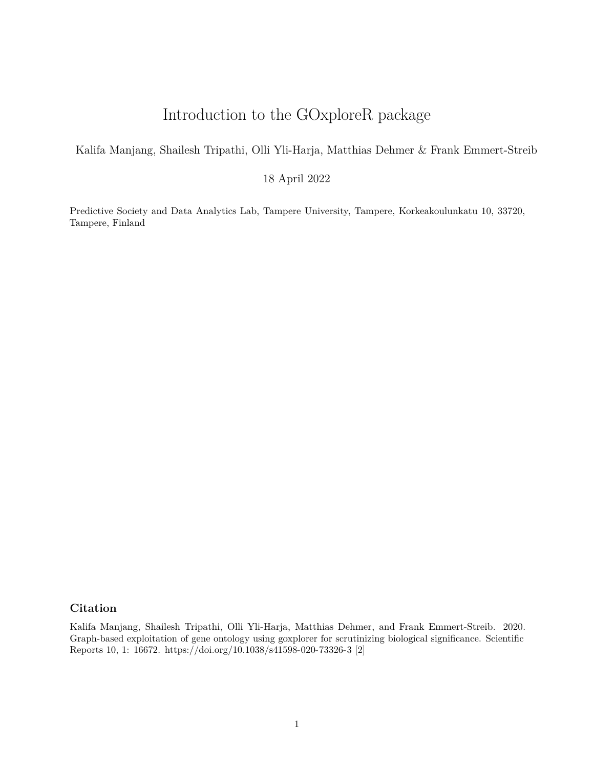# Introduction to the GOxploreR package

Kalifa Manjang, Shailesh Tripathi, Olli Yli-Harja, Matthias Dehmer & Frank Emmert-Streib

18 April 2022

Predictive Society and Data Analytics Lab, Tampere University, Tampere, Korkeakoulunkatu 10, 33720, Tampere, Finland

## Citation

Kalifa Manjang, Shailesh Tripathi, Olli Yli-Harja, Matthias Dehmer, and Frank Emmert-Streib. 2020. Graph-based exploitation of gene ontology using goxplorer for scrutinizing biological significance. Scientific Reports 10, 1: 16672. https://doi.org/10.1038/s41598-020-73326-3 [2]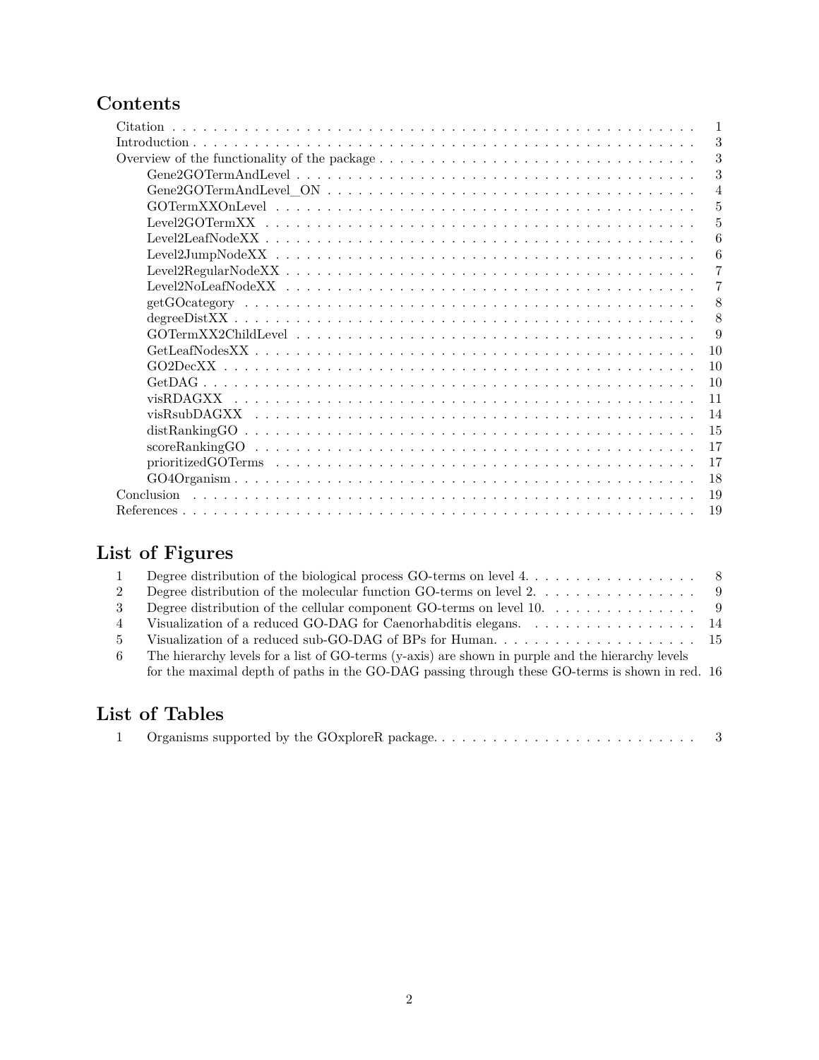# Contents

- Citation . . . 1
- Introduction . . . 3
- Overview of the functionality of the package . . . 3
  - Gene2GOTermAndLevel . . . 3
  - Gene2GOTermAndLevel_ON . . . 4
  - GOTermXXOnLevel . . . 5
  - Level2GOTermXX . . . 5
  - Level2LeafNodeXX . . . 6
  - Level2JumpNodeXX . . . 6
  - Level2RegularNodeXX . . . 7
  - Level2NoLeafNodeXX . . . 7
  - getGOcategory . . . 8
  - degreeDistXX . . . 8
  - GOTermXX2ChildLevel . . . 9
  - GetLeafNodesXX . . . 10
  - GO2DecXX . . . 10
  - GetDAG . . . 10
  - visRDAGXX . . . 11
  - visRsubDAGXX . . . 14
  - distRankingGO . . . 15
  - scoreRankingGO . . . 17
  - prioritizedGOTerms . . . 17
  - GO4Organism . . . 18
- Conclusion . . . 19
- References . . . 19

# List of Figures

1. Degree distribution of the biological process GO-terms on level 4. . . . 8
2. Degree distribution of the molecular function GO-terms on level 2. . . . 9
3. Degree distribution of the cellular component GO-terms on level 10. . . . 9
4. Visualization of a reduced GO-DAG for Caenorhabditis elegans. . . . 14
5. Visualization of a reduced sub-GO-DAG of BPs for Human. . . . 15
6. The hierarchy levels for a list of GO-terms (y-axis) are shown in purple and the hierarchy levels for the maximal depth of paths in the GO-DAG passing through these GO-terms is shown in red. 16

# List of Tables

1. Organisms supported by the GOxploreR package. . . . 3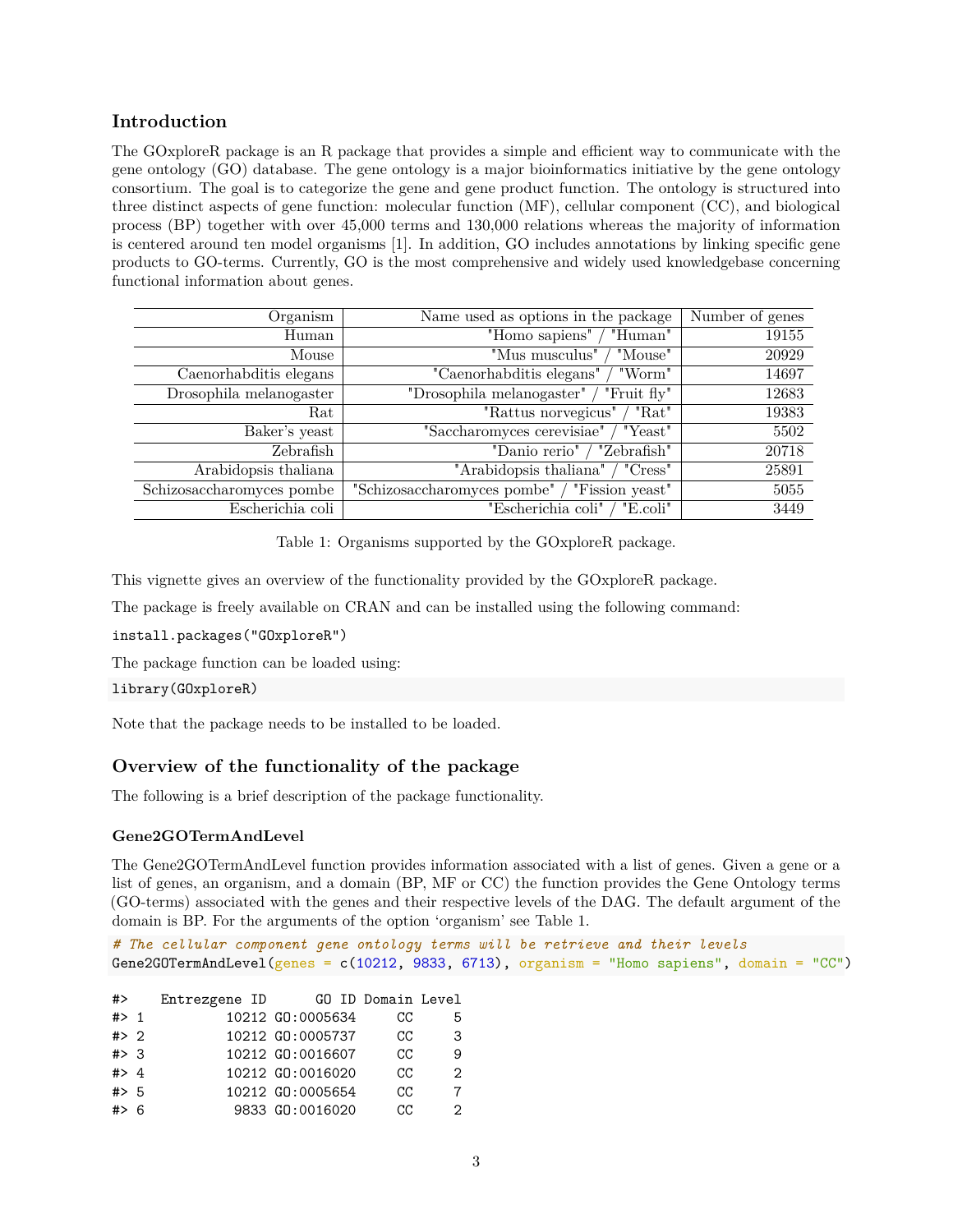## Introduction

The GOxploreR package is an R package that provides a simple and efficient way to communicate with the gene ontology (GO) database. The gene ontology is a major bioinformatics initiative by the gene ontology consortium. The goal is to categorize the gene and gene product function. The ontology is structured into three distinct aspects of gene function: molecular function (MF), cellular component (CC), and biological process (BP) together with over 45,000 terms and 130,000 relations whereas the majority of information is centered around ten model organisms [1]. In addition, GO includes annotations by linking specific gene products to GO-terms. Currently, GO is the most comprehensive and widely used knowledgebase concerning functional information about genes.

| Organism | Name used as options in the package | Number of genes |
|---:|---:|---:|
| Human | "Homo sapiens" / "Human" | 19155 |
| Mouse | "Mus musculus" / "Mouse" | 20929 |
| Caenorhabditis elegans | "Caenorhabditis elegans" / "Worm" | 14697 |
| Drosophila melanogaster | "Drosophila melanogaster" / "Fruit fly" | 12683 |
| Rat | "Rattus norvegicus" / "Rat" | 19383 |
| Baker's yeast | "Saccharomyces cerevisiae" / "Yeast" | 5502 |
| Zebrafish | "Danio rerio" / "Zebrafish" | 20718 |
| Arabidopsis thaliana | "Arabidopsis thaliana" / "Cress" | 25891 |
| Schizosaccharomyces pombe | "Schizosaccharomyces pombe" / "Fission yeast" | 5055 |
| Escherichia coli | "Escherichia coli" / "E.coli" | 3449 |

Table 1: Organisms supported by the GOxploreR package.

This vignette gives an overview of the functionality provided by the GOxploreR package.

The package is freely available on CRAN and can be installed using the following command:

```
install.packages("GOxploreR")
```

The package function can be loaded using:

```
library(GOxploreR)
```

Note that the package needs to be installed to be loaded.

## Overview of the functionality of the package

The following is a brief description of the package functionality.

### Gene2GOTermAndLevel

The Gene2GOTermAndLevel function provides information associated with a list of genes. Given a gene or a list of genes, an organism, and a domain (BP, MF or CC) the function provides the Gene Ontology terms (GO-terms) associated with the genes and their respective levels of the DAG. The default argument of the domain is BP. For the arguments of the option 'organism' see Table 1.

```
# The cellular component gene ontology terms will be retrieve and their levels
Gene2GOTermAndLevel(genes = c(10212, 9833, 6713), organism = "Homo sapiens", domain = "CC")
```

```
#>    Entrezgene ID      GO ID Domain Level
#> 1          10212 GO:0005634     CC     5
#> 2          10212 GO:0005737     CC     3
#> 3          10212 GO:0016607     CC     9
#> 4          10212 GO:0016020     CC     2
#> 5          10212 GO:0005654     CC     7
#> 6           9833 GO:0016020     CC     2
```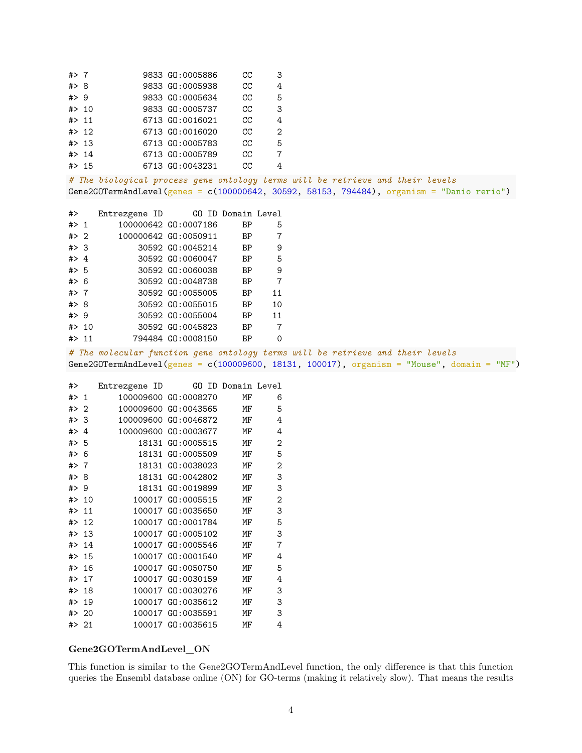```
#> 7           9833 GO:0005886     CC     3
#> 8           9833 GO:0005938     CC     4
#> 9           9833 GO:0005634     CC     5
#> 10          9833 GO:0005737     CC     3
#> 11          6713 GO:0016021     CC     4
#> 12          6713 GO:0016020     CC     2
#> 13          6713 GO:0005783     CC     5
#> 14          6713 GO:0005789     CC     7
#> 15          6713 GO:0043231     CC     4
```

```
# The biological process gene ontology terms will be retrieve and their levels
Gene2GOTermAndLevel(genes = c(100000642, 30592, 58153, 794484), organism = "Danio rerio")
```

```
#>    Entrezgene ID      GO ID Domain Level
#> 1      100000642 GO:0007186     BP     5
#> 2      100000642 GO:0050911     BP     7
#> 3          30592 GO:0045214     BP     9
#> 4          30592 GO:0060047     BP     5
#> 5          30592 GO:0060038     BP     9
#> 6          30592 GO:0048738     BP     7
#> 7          30592 GO:0055005     BP    11
#> 8          30592 GO:0055015     BP    10
#> 9          30592 GO:0055004     BP    11
#> 10         30592 GO:0045823     BP     7
#> 11        794484 GO:0008150     BP     0
```

```
# The molecular function gene ontology terms will be retrieve and their levels
Gene2GOTermAndLevel(genes = c(100009600, 18131, 100017), organism = "Mouse", domain = "MF")
```

```
#>    Entrezgene ID      GO ID Domain Level
#> 1      100009600 GO:0008270     MF     6
#> 2      100009600 GO:0043565     MF     5
#> 3      100009600 GO:0046872     MF     4
#> 4      100009600 GO:0003677     MF     4
#> 5          18131 GO:0005515     MF     2
#> 6          18131 GO:0005509     MF     5
#> 7          18131 GO:0038023     MF     2
#> 8          18131 GO:0042802     MF     3
#> 9          18131 GO:0019899     MF     3
#> 10        100017 GO:0005515     MF     2
#> 11        100017 GO:0035650     MF     3
#> 12        100017 GO:0001784     MF     5
#> 13        100017 GO:0005102     MF     3
#> 14        100017 GO:0005546     MF     7
#> 15        100017 GO:0001540     MF     4
#> 16        100017 GO:0050750     MF     5
#> 17        100017 GO:0030159     MF     4
#> 18        100017 GO:0030276     MF     3
#> 19        100017 GO:0035612     MF     3
#> 20        100017 GO:0035591     MF     3
#> 21        100017 GO:0035615     MF     4
```

**Gene2GOTermAndLevel_ON**

This function is similar to the Gene2GOTermAndLevel function, the only difference is that this function queries the Ensembl database online (ON) for GO-terms (making it relatively slow). That means the results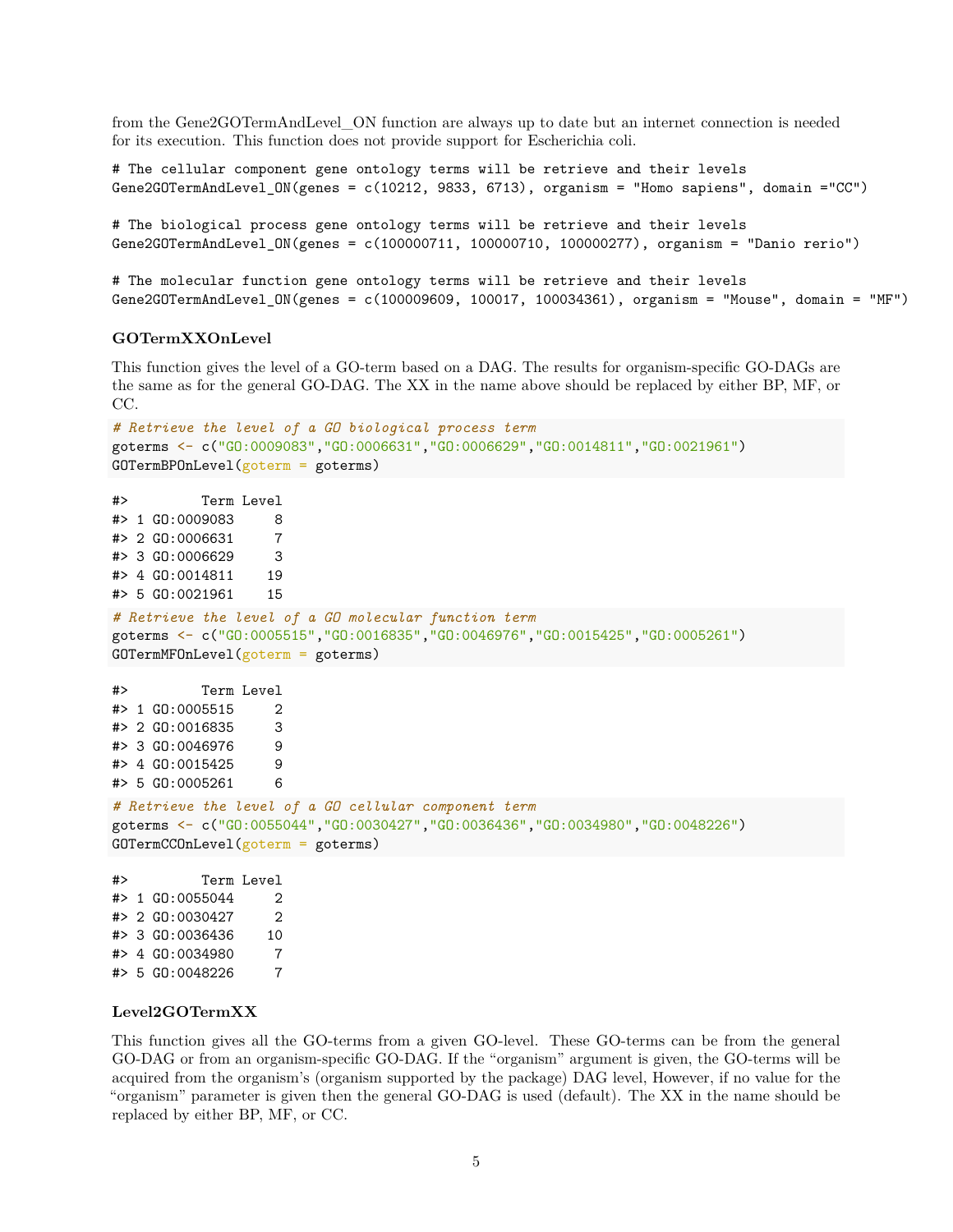from the Gene2GOTermAndLevel_ON function are always up to date but an internet connection is needed for its execution. This function does not provide support for Escherichia coli.

```
# The cellular component gene ontology terms will be retrieve and their levels
Gene2GOTermAndLevel_ON(genes = c(10212, 9833, 6713), organism = "Homo sapiens", domain ="CC")

# The biological process gene ontology terms will be retrieve and their levels
Gene2GOTermAndLevel_ON(genes = c(100000711, 100000710, 100000277), organism = "Danio rerio")

# The molecular function gene ontology terms will be retrieve and their levels
Gene2GOTermAndLevel_ON(genes = c(100009609, 100017, 100034361), organism = "Mouse", domain = "MF")
```

### GOTermXXOnLevel

This function gives the level of a GO-term based on a DAG. The results for organism-specific GO-DAGs are the same as for the general GO-DAG. The XX in the name above should be replaced by either BP, MF, or CC.

```
# Retrieve the level of a GO biological process term
goterms <- c("GO:0009083","GO:0006631","GO:0006629","GO:0014811","GO:0021961")
GOTermBPOnLevel(goterm = goterms)
```

```
#>         Term Level
#> 1 GO:0009083     8
#> 2 GO:0006631     7
#> 3 GO:0006629     3
#> 4 GO:0014811    19
#> 5 GO:0021961    15
```

```
# Retrieve the level of a GO molecular function term
goterms <- c("GO:0005515","GO:0016835","GO:0046976","GO:0015425","GO:0005261")
GOTermMFOnLevel(goterm = goterms)
```

```
#>         Term Level
#> 1 GO:0005515     2
#> 2 GO:0016835     3
#> 3 GO:0046976     9
#> 4 GO:0015425     9
#> 5 GO:0005261     6
```

```
# Retrieve the level of a GO cellular component term
goterms <- c("GO:0055044","GO:0030427","GO:0036436","GO:0034980","GO:0048226")
GOTermCCOnLevel(goterm = goterms)
```

```
#>         Term Level
#> 1 GO:0055044     2
#> 2 GO:0030427     2
#> 3 GO:0036436    10
#> 4 GO:0034980     7
#> 5 GO:0048226     7
```

### Level2GOTermXX

This function gives all the GO-terms from a given GO-level. These GO-terms can be from the general GO-DAG or from an organism-specific GO-DAG. If the "organism" argument is given, the GO-terms will be acquired from the organism's (organism supported by the package) DAG level, However, if no value for the "organism" parameter is given then the general GO-DAG is used (default). The XX in the name should be replaced by either BP, MF, or CC.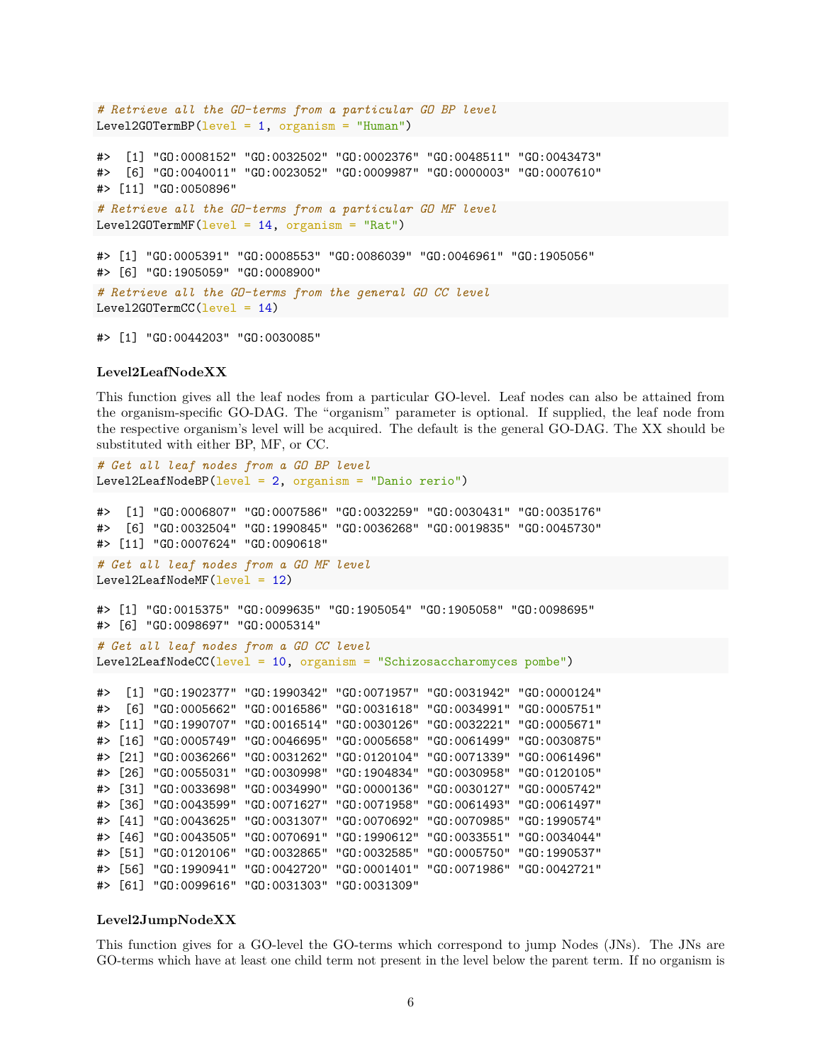```r
# Retrieve all the GO-terms from a particular GO BP level
Level2GOTermBP(level = 1, organism = "Human")
```

```
#>  [1] "GO:0008152" "GO:0032502" "GO:0002376" "GO:0048511" "GO:0043473"
#>  [6] "GO:0040011" "GO:0023052" "GO:0009987" "GO:0000003" "GO:0007610"
#> [11] "GO:0050896"
```

```r
# Retrieve all the GO-terms from a particular GO MF level
Level2GOTermMF(level = 14, organism = "Rat")
```

```
#> [1] "GO:0005391" "GO:0008553" "GO:0086039" "GO:0046961" "GO:1905056"
#> [6] "GO:1905059" "GO:0008900"
```

```r
# Retrieve all the GO-terms from the general GO CC level
Level2GOTermCC(level = 14)
```

```
#> [1] "GO:0044203" "GO:0030085"
```

### Level2LeafNodeXX

This function gives all the leaf nodes from a particular GO-level. Leaf nodes can also be attained from the organism-specific GO-DAG. The "organism" parameter is optional. If supplied, the leaf node from the respective organism's level will be acquired. The default is the general GO-DAG. The XX should be substituted with either BP, MF, or CC.

```r
# Get all leaf nodes from a GO BP level
Level2LeafNodeBP(level = 2, organism = "Danio rerio")
```

```
#>  [1] "GO:0006807" "GO:0007586" "GO:0032259" "GO:0030431" "GO:0035176"
#>  [6] "GO:0032504" "GO:1990845" "GO:0036268" "GO:0019835" "GO:0045730"
#> [11] "GO:0007624" "GO:0090618"
```

```r
# Get all leaf nodes from a GO MF level
Level2LeafNodeMF(level = 12)
```

```
#> [1] "GO:0015375" "GO:0099635" "GO:1905054" "GO:1905058" "GO:0098695"
#> [6] "GO:0098697" "GO:0005314"
```

```r
# Get all leaf nodes from a GO CC level
Level2LeafNodeCC(level = 10, organism = "Schizosaccharomyces pombe")
```

```
#>  [1] "GO:1902377" "GO:1990342" "GO:0071957" "GO:0031942" "GO:0000124"
#>  [6] "GO:0005662" "GO:0016586" "GO:0031618" "GO:0034991" "GO:0005751"
#> [11] "GO:1990707" "GO:0016514" "GO:0030126" "GO:0032221" "GO:0005671"
#> [16] "GO:0005749" "GO:0046695" "GO:0005658" "GO:0061499" "GO:0030875"
#> [21] "GO:0036266" "GO:0031262" "GO:0120104" "GO:0071339" "GO:0061496"
#> [26] "GO:0055031" "GO:0030998" "GO:1904834" "GO:0030958" "GO:0120105"
#> [31] "GO:0033698" "GO:0034990" "GO:0000136" "GO:0030127" "GO:0005742"
#> [36] "GO:0043599" "GO:0071627" "GO:0071958" "GO:0061493" "GO:0061497"
#> [41] "GO:0043625" "GO:0031307" "GO:0070692" "GO:0070985" "GO:1990574"
#> [46] "GO:0043505" "GO:0070691" "GO:1990612" "GO:0033551" "GO:0034044"
#> [51] "GO:0120106" "GO:0032865" "GO:0032585" "GO:0005750" "GO:1990537"
#> [56] "GO:1990941" "GO:0042720" "GO:0001401" "GO:0071986" "GO:0042721"
#> [61] "GO:0099616" "GO:0031303" "GO:0031309"
```

### Level2JumpNodeXX

This function gives for a GO-level the GO-terms which correspond to jump Nodes (JNs). The JNs are GO-terms which have at least one child term not present in the level below the parent term. If no organism is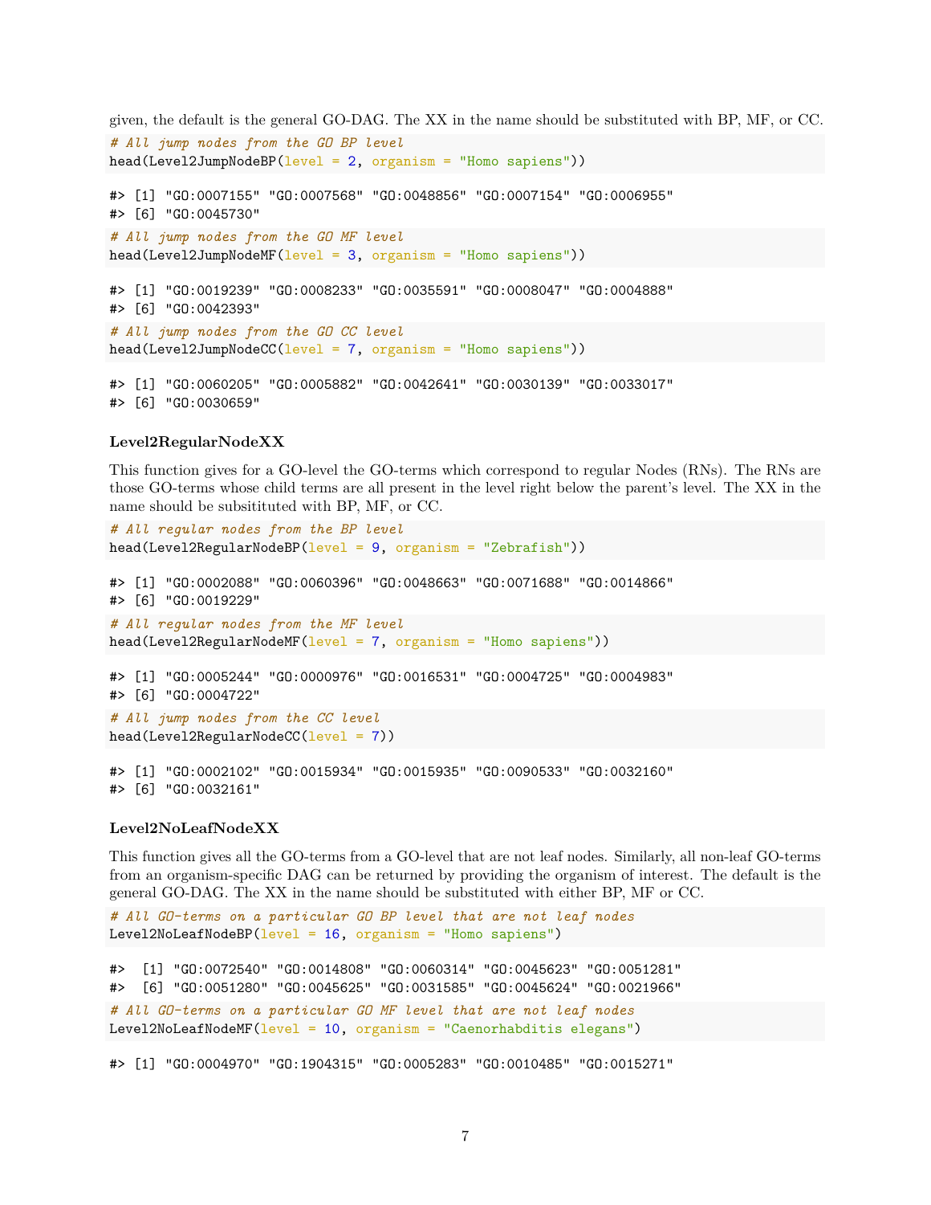given, the default is the general GO-DAG. The XX in the name should be substituted with BP, MF, or CC.

```
# All jump nodes from the GO BP level
head(Level2JumpNodeBP(level = 2, organism = "Homo sapiens"))
```

```
#> [1] "GO:0007155" "GO:0007568" "GO:0048856" "GO:0007154" "GO:0006955"
#> [6] "GO:0045730"
```

```
# All jump nodes from the GO MF level
head(Level2JumpNodeMF(level = 3, organism = "Homo sapiens"))
```

```
#> [1] "GO:0019239" "GO:0008233" "GO:0035591" "GO:0008047" "GO:0004888"
#> [6] "GO:0042393"
```

```
# All jump nodes from the GO CC level
head(Level2JumpNodeCC(level = 7, organism = "Homo sapiens"))
```

```
#> [1] "GO:0060205" "GO:0005882" "GO:0042641" "GO:0030139" "GO:0033017"
#> [6] "GO:0030659"
```

**Level2RegularNodeXX**

This function gives for a GO-level the GO-terms which correspond to regular Nodes (RNs). The RNs are those GO-terms whose child terms are all present in the level right below the parent's level. The XX in the name should be subsitituted with BP, MF, or CC.

```
# All regular nodes from the BP level
head(Level2RegularNodeBP(level = 9, organism = "Zebrafish"))
```

```
#> [1] "GO:0002088" "GO:0060396" "GO:0048663" "GO:0071688" "GO:0014866"
#> [6] "GO:0019229"
```

```
# All regular nodes from the MF level
head(Level2RegularNodeMF(level = 7, organism = "Homo sapiens"))
```

```
#> [1] "GO:0005244" "GO:0000976" "GO:0016531" "GO:0004725" "GO:0004983"
#> [6] "GO:0004722"
```

```
# All jump nodes from the CC level
head(Level2RegularNodeCC(level = 7))
```

```
#> [1] "GO:0002102" "GO:0015934" "GO:0015935" "GO:0090533" "GO:0032160"
#> [6] "GO:0032161"
```

**Level2NoLeafNodeXX**

This function gives all the GO-terms from a GO-level that are not leaf nodes. Similarly, all non-leaf GO-terms from an organism-specific DAG can be returned by providing the organism of interest. The default is the general GO-DAG. The XX in the name should be substituted with either BP, MF or CC.

```
# All GO-terms on a particular GO BP level that are not leaf nodes
Level2NoLeafNodeBP(level = 16, organism = "Homo sapiens")
```

```
#>  [1] "GO:0072540" "GO:0014808" "GO:0060314" "GO:0045623" "GO:0051281"
#>  [6] "GO:0051280" "GO:0045625" "GO:0031585" "GO:0045624" "GO:0021966"
```

```
# All GO-terms on a particular GO MF level that are not leaf nodes
Level2NoLeafNodeMF(level = 10, organism = "Caenorhabditis elegans")
```

```
#> [1] "GO:0004970" "GO:1904315" "GO:0005283" "GO:0010485" "GO:0015271"
```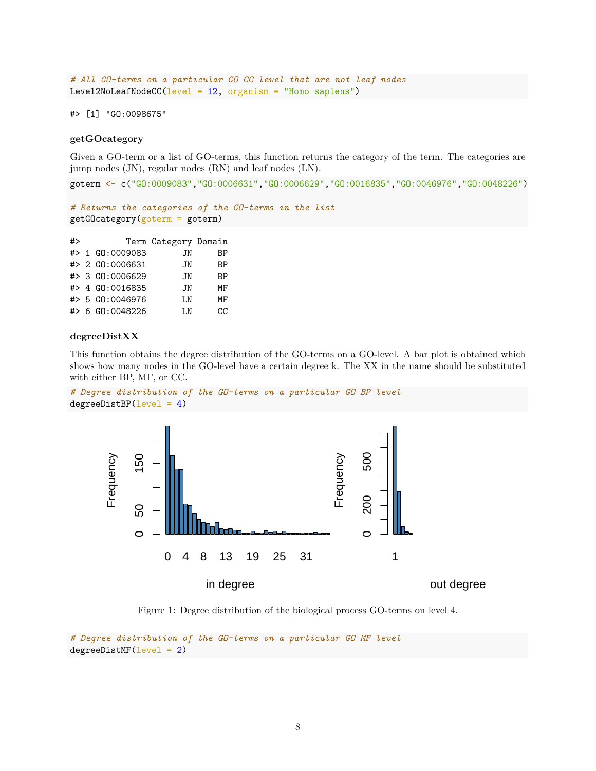```
# All GO-terms on a particular GO CC level that are not leaf nodes
Level2NoLeafNodeCC(level = 12, organism = "Homo sapiens")
```

```
#> [1] "GO:0098675"
```

### getGOcategory

Given a GO-term or a list of GO-terms, this function returns the category of the term. The categories are jump nodes (JN), regular nodes (RN) and leaf nodes (LN).

```
goterm <- c("GO:0009083","GO:0006631","GO:0006629","GO:0016835","GO:0046976","GO:0048226")

# Returns the categories of the GO-terms in the list
getGOcategory(goterm = goterm)
```

```
#>         Term Category Domain
#> 1 GO:0009083       JN     BP
#> 2 GO:0006631       JN     BP
#> 3 GO:0006629       JN     BP
#> 4 GO:0016835       JN     MF
#> 5 GO:0046976       LN     MF
#> 6 GO:0048226       LN     CC
```

### degreeDistXX

This function obtains the degree distribution of the GO-terms on a GO-level. A bar plot is obtained which shows how many nodes in the GO-level have a certain degree k. The XX in the name should be substituted with either BP, MF, or CC.

```
# Degree distribution of the GO-terms on a particular GO BP level
degreeDistBP(level = 4)
```

Figure 1: Degree distribution of the biological process GO-terms on level 4.

```
# Degree distribution of the GO-terms on a particular GO MF level
degreeDistMF(level = 2)
```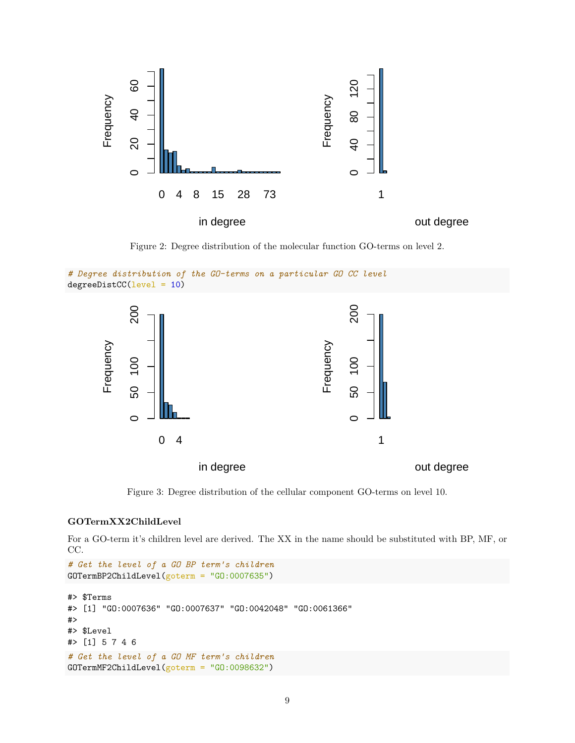Figure 2: Degree distribution of the molecular function GO-terms on level 2.

```
# Degree distribution of the GO-terms on a particular GO CC level
degreeDistCC(level = 10)
```

Figure 3: Degree distribution of the cellular component GO-terms on level 10.

**GOTermXX2ChildLevel**

For a GO-term it's children level are derived. The XX in the name should be substituted with BP, MF, or CC.

```
# Get the level of a GO BP term's children
GOTermBP2ChildLevel(goterm = "GO:0007635")
```

```
#> $Terms
#> [1] "GO:0007636" "GO:0007637" "GO:0042048" "GO:0061366"
#>
#> $Level
#> [1] 5 7 4 6
```

```
# Get the level of a GO MF term's children
GOTermMF2ChildLevel(goterm = "GO:0098632")
```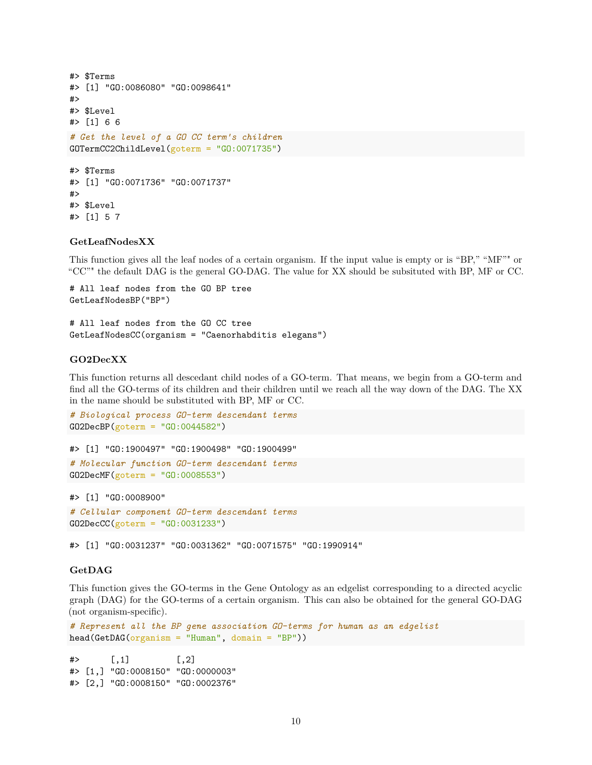```
#> $Terms
#> [1] "GO:0086080" "GO:0098641"
#>
#> $Level
#> [1] 6 6
```

```
# Get the level of a GO CC term's children
GOTermCC2ChildLevel(goterm = "GO:0071735")
```

```
#> $Terms
#> [1] "GO:0071736" "GO:0071737"
#>
#> $Level
#> [1] 5 7
```

### GetLeafNodesXX

This function gives all the leaf nodes of a certain organism. If the input value is empty or is "BP," "MF"" or "CC"" the default DAG is the general GO-DAG. The value for XX should be subsituted with BP, MF or CC.

```
# All leaf nodes from the GO BP tree
GetLeafNodesBP("BP")

# All leaf nodes from the GO CC tree
GetLeafNodesCC(organism = "Caenorhabditis elegans")
```

### GO2DecXX

This function returns all descedant child nodes of a GO-term. That means, we begin from a GO-term and find all the GO-terms of its children and their children until we reach all the way down of the DAG. The XX in the name should be substituted with BP, MF or CC.

```
# Biological process GO-term descendant terms
GO2DecBP(goterm = "GO:0044582")
```

```
#> [1] "GO:1900497" "GO:1900498" "GO:1900499"
```

```
# Molecular function GO-term descendant terms
GO2DecMF(goterm = "GO:0008553")
```

```
#> [1] "GO:0008900"
```

```
# Cellular component GO-term descendant terms
GO2DecCC(goterm = "GO:0031233")
```

```
#> [1] "GO:0031237" "GO:0031362" "GO:0071575" "GO:1990914"
```

### GetDAG

This function gives the GO-terms in the Gene Ontology as an edgelist corresponding to a directed acyclic graph (DAG) for the GO-terms of a certain organism. This can also be obtained for the general GO-DAG (not organism-specific).

```
# Represent all the BP gene association GO-terms for human as an edgelist
head(GetDAG(organism = "Human", domain = "BP"))
```

```
#>      [,1]         [,2]
#> [1,] "GO:0008150" "GO:0000003"
#> [2,] "GO:0008150" "GO:0002376"
```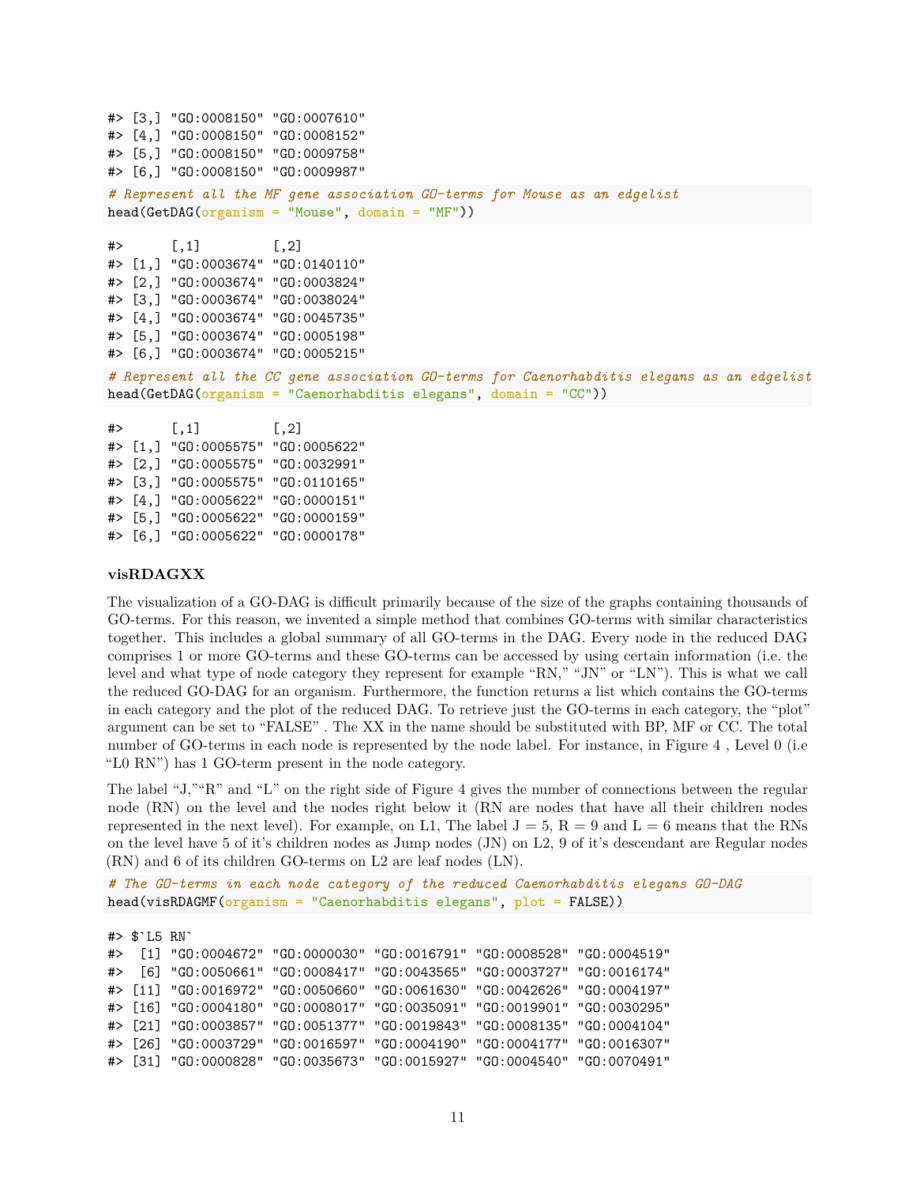```
#> [3,] "GO:0008150" "GO:0007610"
#> [4,] "GO:0008150" "GO:0008152"
#> [5,] "GO:0008150" "GO:0009758"
#> [6,] "GO:0008150" "GO:0009987"
```

```
# Represent all the MF gene association GO-terms for Mouse as an edgelist
head(GetDAG(organism = "Mouse", domain = "MF"))
```

```
#>      [,1]         [,2]
#> [1,] "GO:0003674" "GO:0140110"
#> [2,] "GO:0003674" "GO:0003824"
#> [3,] "GO:0003674" "GO:0038024"
#> [4,] "GO:0003674" "GO:0045735"
#> [5,] "GO:0003674" "GO:0005198"
#> [6,] "GO:0003674" "GO:0005215"
```

```
# Represent all the CC gene association GO-terms for Caenorhabditis elegans as an edgelist
head(GetDAG(organism = "Caenorhabditis elegans", domain = "CC"))
```

```
#>      [,1]         [,2]
#> [1,] "GO:0005575" "GO:0005622"
#> [2,] "GO:0005575" "GO:0032991"
#> [3,] "GO:0005575" "GO:0110165"
#> [4,] "GO:0005622" "GO:0000151"
#> [5,] "GO:0005622" "GO:0000159"
#> [6,] "GO:0005622" "GO:0000178"
```

### visRDAGXX

The visualization of a GO-DAG is difficult primarily because of the size of the graphs containing thousands of GO-terms. For this reason, we invented a simple method that combines GO-terms with similar characteristics together. This includes a global summary of all GO-terms in the DAG. Every node in the reduced DAG comprises 1 or more GO-terms and these GO-terms can be accessed by using certain information (i.e. the level and what type of node category they represent for example "RN," "JN" or "LN"). This is what we call the reduced GO-DAG for an organism. Furthermore, the function returns a list which contains the GO-terms in each category and the plot of the reduced DAG. To retrieve just the GO-terms in each category, the "plot" argument can be set to "FALSE" . The XX in the name should be substituted with BP, MF or CC. The total number of GO-terms in each node is represented by the node label. For instance, in Figure 4 , Level 0 (i.e "L0 RN") has 1 GO-term present in the node category.

The label "J,""R" and "L" on the right side of Figure 4 gives the number of connections between the regular node (RN) on the level and the nodes right below it (RN are nodes that have all their children nodes represented in the next level). For example, on L1, The label J = 5, R = 9 and L = 6 means that the RNs on the level have 5 of it's children nodes as Jump nodes (JN) on L2, 9 of it's descendant are Regular nodes (RN) and 6 of its children GO-terms on L2 are leaf nodes (LN).

```
# The GO-terms in each node category of the reduced Caenorhabditis elegans GO-DAG
head(visRDAGMF(organism = "Caenorhabditis elegans", plot = FALSE))
```

```
#> $`L5 RN`
#>  [1] "GO:0004672" "GO:0000030" "GO:0016791" "GO:0008528" "GO:0004519"
#>  [6] "GO:0050661" "GO:0008417" "GO:0043565" "GO:0003727" "GO:0016174"
#> [11] "GO:0016972" "GO:0050660" "GO:0061630" "GO:0042626" "GO:0004197"
#> [16] "GO:0004180" "GO:0008017" "GO:0035091" "GO:0019901" "GO:0030295"
#> [21] "GO:0003857" "GO:0051377" "GO:0019843" "GO:0008135" "GO:0004104"
#> [26] "GO:0003729" "GO:0016597" "GO:0004190" "GO:0004177" "GO:0016307"
#> [31] "GO:0000828" "GO:0035673" "GO:0015927" "GO:0004540" "GO:0070491"
```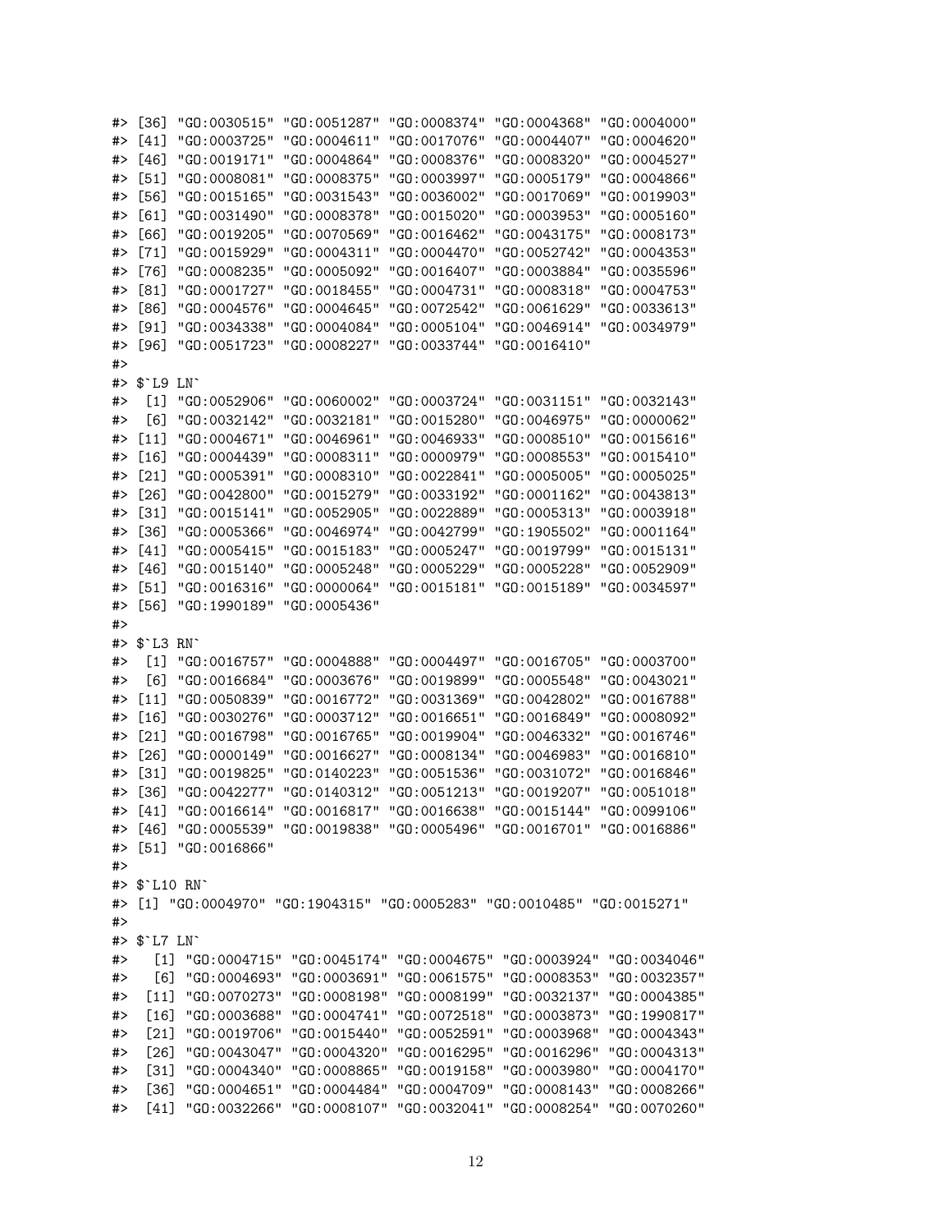```
#> [36] "GO:0030515" "GO:0051287" "GO:0008374" "GO:0004368" "GO:0004000"
#> [41] "GO:0003725" "GO:0004611" "GO:0017076" "GO:0004407" "GO:0004620"
#> [46] "GO:0019171" "GO:0004864" "GO:0008376" "GO:0008320" "GO:0004527"
#> [51] "GO:0008081" "GO:0008375" "GO:0003997" "GO:0005179" "GO:0004866"
#> [56] "GO:0015165" "GO:0031543" "GO:0036002" "GO:0017069" "GO:0019903"
#> [61] "GO:0031490" "GO:0008378" "GO:0015020" "GO:0003953" "GO:0005160"
#> [66] "GO:0019205" "GO:0070569" "GO:0016462" "GO:0043175" "GO:0008173"
#> [71] "GO:0015929" "GO:0004311" "GO:0004470" "GO:0052742" "GO:0004353"
#> [76] "GO:0008235" "GO:0005092" "GO:0016407" "GO:0003884" "GO:0035596"
#> [81] "GO:0001727" "GO:0018455" "GO:0004731" "GO:0008318" "GO:0004753"
#> [86] "GO:0004576" "GO:0004645" "GO:0072542" "GO:0061629" "GO:0033613"
#> [91] "GO:0034338" "GO:0004084" "GO:0005104" "GO:0046914" "GO:0034979"
#> [96] "GO:0051723" "GO:0008227" "GO:0033744" "GO:0016410"
#>
#> $`L9 LN`
#>  [1] "GO:0052906" "GO:0060002" "GO:0003724" "GO:0031151" "GO:0032143"
#>  [6] "GO:0032142" "GO:0032181" "GO:0015280" "GO:0046975" "GO:0000062"
#> [11] "GO:0004671" "GO:0046961" "GO:0046933" "GO:0008510" "GO:0015616"
#> [16] "GO:0004439" "GO:0008311" "GO:0000979" "GO:0008553" "GO:0015410"
#> [21] "GO:0005391" "GO:0008310" "GO:0022841" "GO:0005005" "GO:0005025"
#> [26] "GO:0042800" "GO:0015279" "GO:0033192" "GO:0001162" "GO:0043813"
#> [31] "GO:0015141" "GO:0052905" "GO:0022889" "GO:0005313" "GO:0003918"
#> [36] "GO:0005366" "GO:0046974" "GO:0042799" "GO:1905502" "GO:0001164"
#> [41] "GO:0005415" "GO:0015183" "GO:0005247" "GO:0019799" "GO:0015131"
#> [46] "GO:0015140" "GO:0005248" "GO:0005229" "GO:0005228" "GO:0052909"
#> [51] "GO:0016316" "GO:0000064" "GO:0015181" "GO:0015189" "GO:0034597"
#> [56] "GO:1990189" "GO:0005436"
#>
#> $`L3 RN`
#>  [1] "GO:0016757" "GO:0004888" "GO:0004497" "GO:0016705" "GO:0003700"
#>  [6] "GO:0016684" "GO:0003676" "GO:0019899" "GO:0005548" "GO:0043021"
#> [11] "GO:0050839" "GO:0016772" "GO:0031369" "GO:0042802" "GO:0016788"
#> [16] "GO:0030276" "GO:0003712" "GO:0016651" "GO:0016849" "GO:0008092"
#> [21] "GO:0016798" "GO:0016765" "GO:0019904" "GO:0046332" "GO:0016746"
#> [26] "GO:0000149" "GO:0016627" "GO:0008134" "GO:0046983" "GO:0016810"
#> [31] "GO:0019825" "GO:0140223" "GO:0051536" "GO:0031072" "GO:0016846"
#> [36] "GO:0042277" "GO:0140312" "GO:0051213" "GO:0019207" "GO:0051018"
#> [41] "GO:0016614" "GO:0016817" "GO:0016638" "GO:0015144" "GO:0099106"
#> [46] "GO:0005539" "GO:0019838" "GO:0005496" "GO:0016701" "GO:0016886"
#> [51] "GO:0016866"
#>
#> $`L10 RN`
#> [1] "GO:0004970" "GO:1904315" "GO:0005283" "GO:0010485" "GO:0015271"
#>
#> $`L7 LN`
#>   [1] "GO:0004715" "GO:0045174" "GO:0004675" "GO:0003924" "GO:0034046"
#>   [6] "GO:0004693" "GO:0003691" "GO:0061575" "GO:0008353" "GO:0032357"
#>  [11] "GO:0070273" "GO:0008198" "GO:0008199" "GO:0032137" "GO:0004385"
#>  [16] "GO:0003688" "GO:0004741" "GO:0072518" "GO:0003873" "GO:1990817"
#>  [21] "GO:0019706" "GO:0015440" "GO:0052591" "GO:0003968" "GO:0004343"
#>  [26] "GO:0043047" "GO:0004320" "GO:0016295" "GO:0016296" "GO:0004313"
#>  [31] "GO:0004340" "GO:0008865" "GO:0019158" "GO:0003980" "GO:0004170"
#>  [36] "GO:0004651" "GO:0004484" "GO:0004709" "GO:0008143" "GO:0008266"
#>  [41] "GO:0032266" "GO:0008107" "GO:0032041" "GO:0008254" "GO:0070260"
```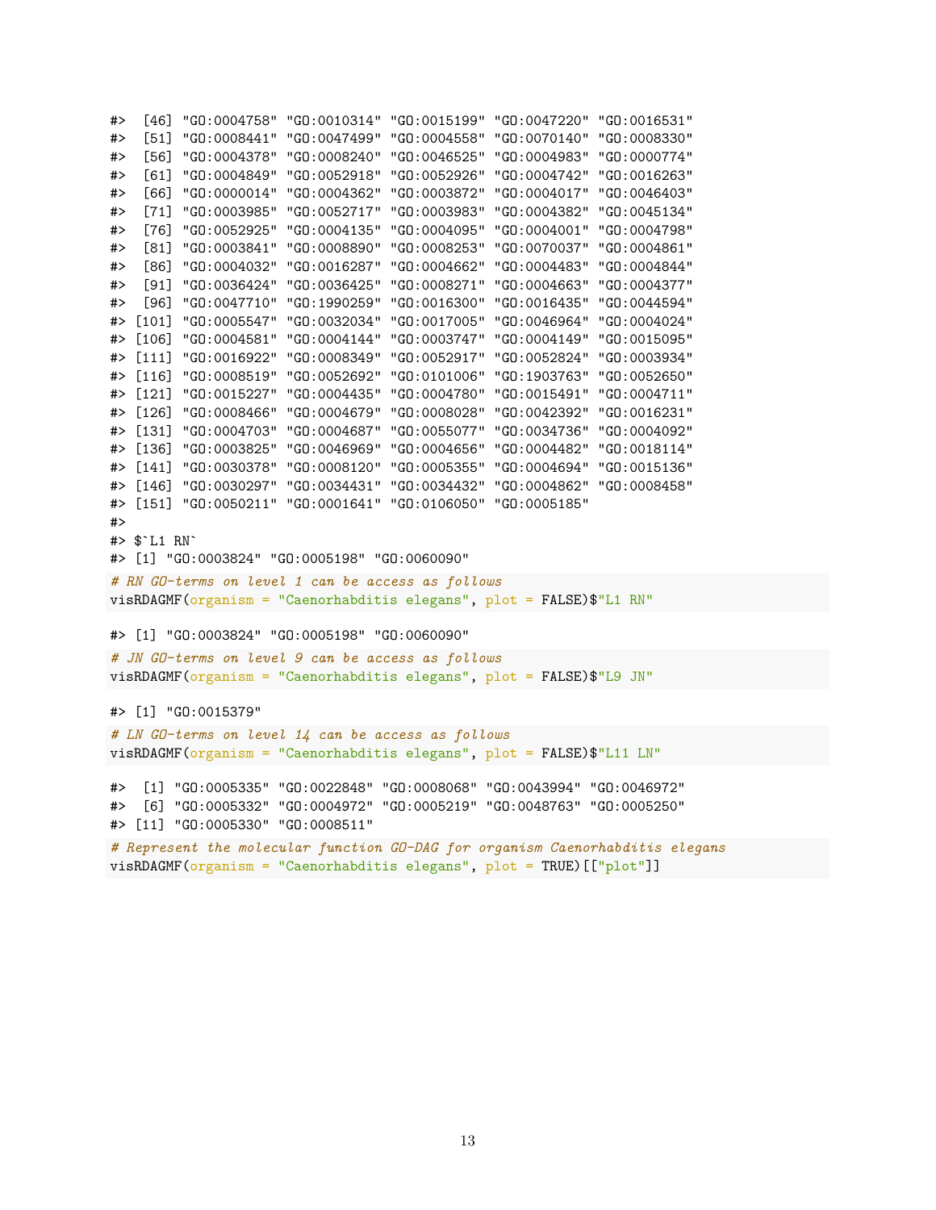```
#>  [46] "GO:0004758" "GO:0010314" "GO:0015199" "GO:0047220" "GO:0016531"
#>  [51] "GO:0008441" "GO:0047499" "GO:0004558" "GO:0070140" "GO:0008330"
#>  [56] "GO:0004378" "GO:0008240" "GO:0046525" "GO:0004983" "GO:0000774"
#>  [61] "GO:0004849" "GO:0052918" "GO:0052926" "GO:0004742" "GO:0016263"
#>  [66] "GO:0000014" "GO:0004362" "GO:0003872" "GO:0004017" "GO:0046403"
#>  [71] "GO:0003985" "GO:0052717" "GO:0003983" "GO:0004382" "GO:0045134"
#>  [76] "GO:0052925" "GO:0004135" "GO:0004095" "GO:0004001" "GO:0004798"
#>  [81] "GO:0003841" "GO:0008890" "GO:0008253" "GO:0070037" "GO:0004861"
#>  [86] "GO:0004032" "GO:0016287" "GO:0004662" "GO:0004483" "GO:0004844"
#>  [91] "GO:0036424" "GO:0036425" "GO:0008271" "GO:0004663" "GO:0004377"
#>  [96] "GO:0047710" "GO:1990259" "GO:0016300" "GO:0016435" "GO:0044594"
#> [101] "GO:0005547" "GO:0032034" "GO:0017005" "GO:0046964" "GO:0004024"
#> [106] "GO:0004581" "GO:0004144" "GO:0003747" "GO:0004149" "GO:0015095"
#> [111] "GO:0016922" "GO:0008349" "GO:0052917" "GO:0052824" "GO:0003934"
#> [116] "GO:0008519" "GO:0052692" "GO:0101006" "GO:1903763" "GO:0052650"
#> [121] "GO:0015227" "GO:0004435" "GO:0004780" "GO:0015491" "GO:0004711"
#> [126] "GO:0008466" "GO:0004679" "GO:0008028" "GO:0042392" "GO:0016231"
#> [131] "GO:0004703" "GO:0004687" "GO:0055077" "GO:0034736" "GO:0004092"
#> [136] "GO:0003825" "GO:0046969" "GO:0004656" "GO:0004482" "GO:0018114"
#> [141] "GO:0030378" "GO:0008120" "GO:0005355" "GO:0004694" "GO:0015136"
#> [146] "GO:0030297" "GO:0034431" "GO:0034432" "GO:0004862" "GO:0008458"
#> [151] "GO:0050211" "GO:0001641" "GO:0106050" "GO:0005185"
#>
#> $`L1 RN`
#> [1] "GO:0003824" "GO:0005198" "GO:0060090"
```

```
# RN GO-terms on level 1 can be access as follows
visRDAGMF(organism = "Caenorhabditis elegans", plot = FALSE)$"L1 RN"
```

```
#> [1] "GO:0003824" "GO:0005198" "GO:0060090"
```

```
# JN GO-terms on level 9 can be access as follows
visRDAGMF(organism = "Caenorhabditis elegans", plot = FALSE)$"L9 JN"
```

```
#> [1] "GO:0015379"
```

```
# LN GO-terms on level 14 can be access as follows
visRDAGMF(organism = "Caenorhabditis elegans", plot = FALSE)$"L11 LN"
```

```
#>  [1] "GO:0005335" "GO:0022848" "GO:0008068" "GO:0043994" "GO:0046972"
#>  [6] "GO:0005332" "GO:0004972" "GO:0005219" "GO:0048763" "GO:0005250"
#> [11] "GO:0005330" "GO:0008511"
```

```
# Represent the molecular function GO-DAG for organism Caenorhabditis elegans
visRDAGMF(organism = "Caenorhabditis elegans", plot = TRUE)[["plot"]]
```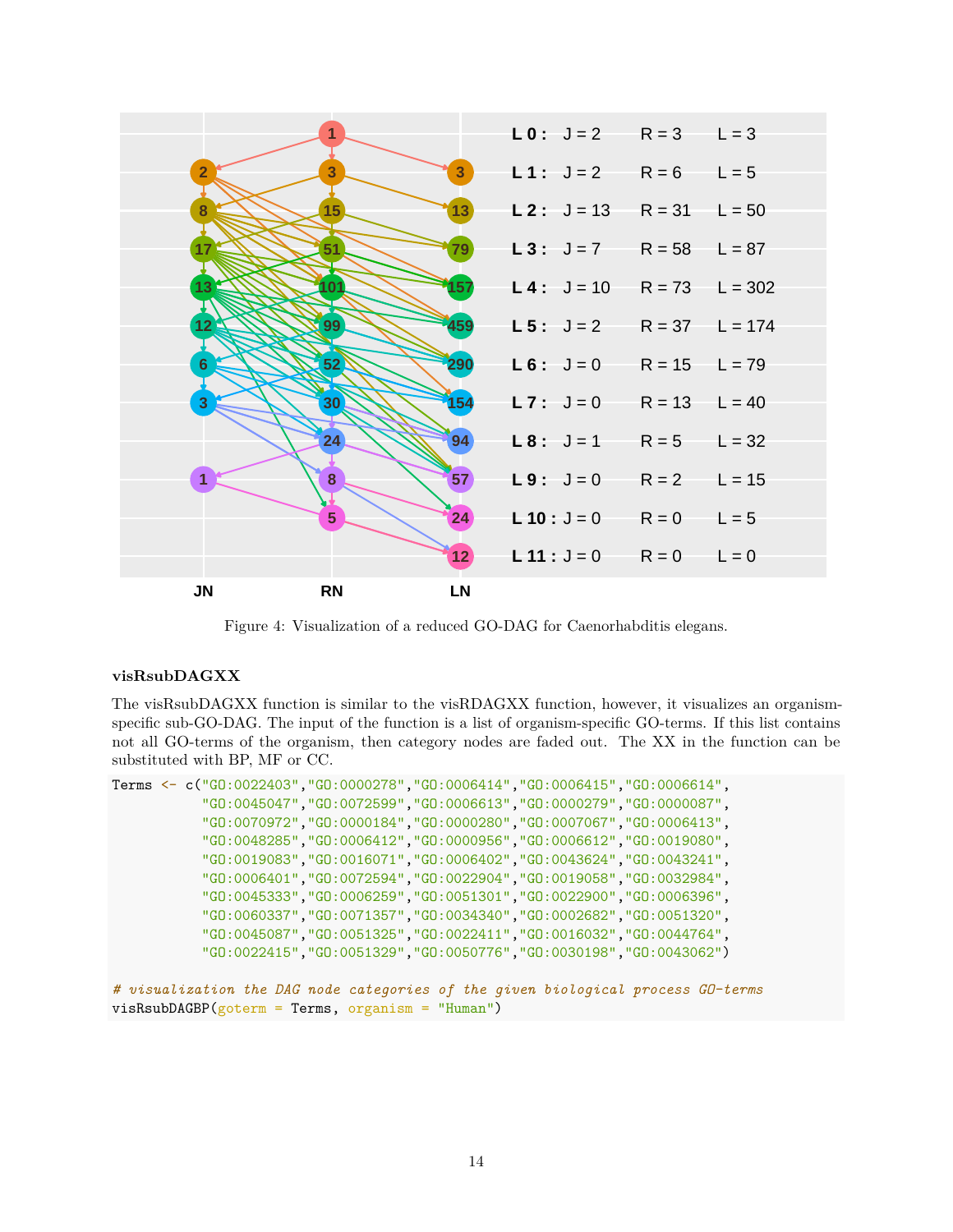Figure 4: Visualization of a reduced GO-DAG for Caenorhabditis elegans.

**visRsubDAGXX**

The visRsubDAGXX function is similar to the visRDAGXX function, however, it visualizes an organism-specific sub-GO-DAG. The input of the function is a list of organism-specific GO-terms. If this list contains not all GO-terms of the organism, then category nodes are faded out. The XX in the function can be substituted with BP, MF or CC.

```
Terms <- c("GO:0022403","GO:0000278","GO:0006414","GO:0006415","GO:0006614",
           "GO:0045047","GO:0072599","GO:0006613","GO:0000279","GO:0000087",
           "GO:0070972","GO:0000184","GO:0000280","GO:0007067","GO:0006413",
           "GO:0048285","GO:0006412","GO:0000956","GO:0006612","GO:0019080",
           "GO:0019083","GO:0016071","GO:0006402","GO:0043624","GO:0043241",
           "GO:0006401","GO:0072594","GO:0022904","GO:0019058","GO:0032984",
           "GO:0045333","GO:0006259","GO:0051301","GO:0022900","GO:0006396",
           "GO:0060337","GO:0071357","GO:0034340","GO:0002682","GO:0051320",
           "GO:0045087","GO:0051325","GO:0022411","GO:0016032","GO:0044764",
           "GO:0022415","GO:0051329","GO:0050776","GO:0030198","GO:0043062")

# visualization the DAG node categories of the given biological process GO-terms
visRsubDAGBP(goterm = Terms, organism = "Human")
```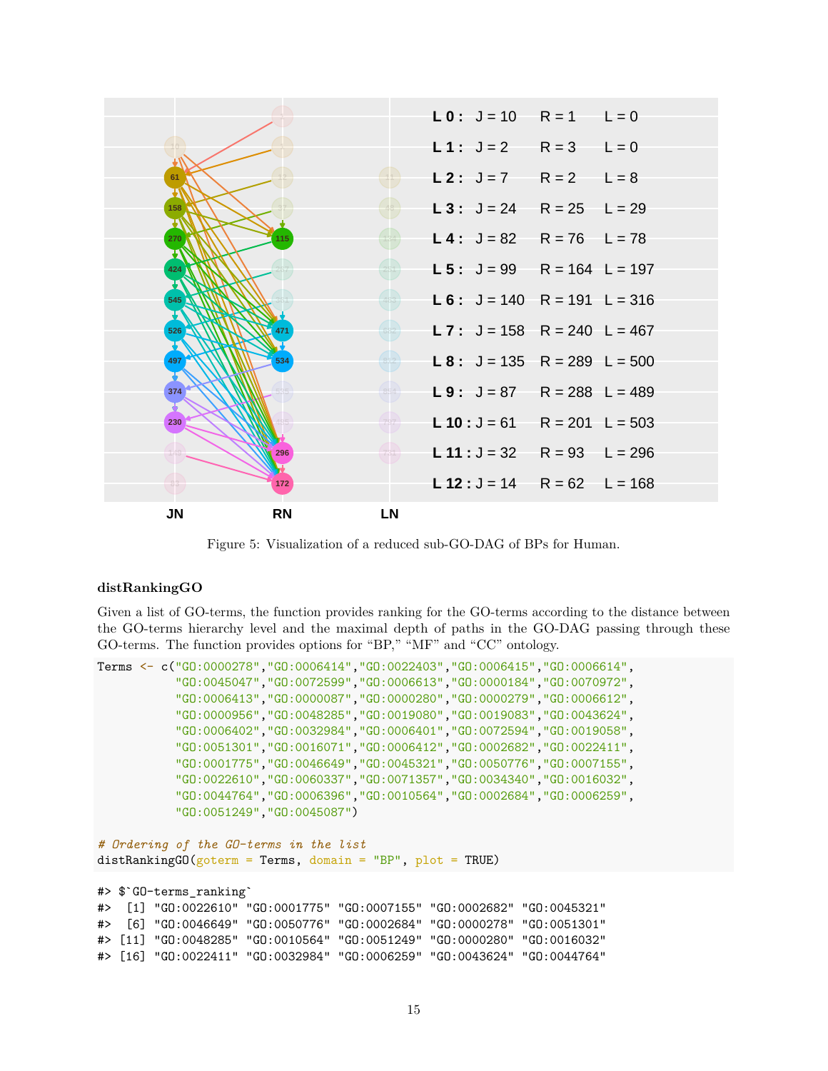| | | | |
|---|---|---|---|
| **L 0 :** | J = 10 | R = 1 | L = 0 |
| **L 1 :** | J = 2 | R = 3 | L = 0 |
| **L 2 :** | J = 7 | R = 2 | L = 8 |
| **L 3 :** | J = 24 | R = 25 | L = 29 |
| **L 4 :** | J = 82 | R = 76 | L = 78 |
| **L 5 :** | J = 99 | R = 164 | L = 197 |
| **L 6 :** | J = 140 | R = 191 | L = 316 |
| **L 7 :** | J = 158 | R = 240 | L = 467 |
| **L 8 :** | J = 135 | R = 289 | L = 500 |
| **L 9 :** | J = 87 | R = 288 | L = 489 |
| **L 10 :** | J = 61 | R = 201 | L = 503 |
| **L 11 :** | J = 32 | R = 93 | L = 296 |
| **L 12 :** | J = 14 | R = 62 | L = 168 |

Figure 5: Visualization of a reduced sub-GO-DAG of BPs for Human.

### distRankingGO

Given a list of GO-terms, the function provides ranking for the GO-terms according to the distance between the GO-terms hierarchy level and the maximal depth of paths in the GO-DAG passing through these GO-terms. The function provides options for "BP," "MF" and "CC" ontology.

```
Terms <- c("GO:0000278","GO:0006414","GO:0022403","GO:0006415","GO:0006614",
           "GO:0045047","GO:0072599","GO:0006613","GO:0000184","GO:0070972",
           "GO:0006413","GO:0000087","GO:0000280","GO:0000279","GO:0006612",
           "GO:0000956","GO:0048285","GO:0019080","GO:0019083","GO:0043624",
           "GO:0006402","GO:0032984","GO:0006401","GO:0072594","GO:0019058",
           "GO:0051301","GO:0016071","GO:0006412","GO:0002682","GO:0022411",
           "GO:0001775","GO:0046649","GO:0045321","GO:0050776","GO:0007155",
           "GO:0022610","GO:0060337","GO:0071357","GO:0034340","GO:0016032",
           "GO:0044764","GO:0006396","GO:0010564","GO:0002684","GO:0006259",
           "GO:0051249","GO:0045087")

# Ordering of the GO-terms in the list
distRankingGO(goterm = Terms, domain = "BP", plot = TRUE)
```

```
#> $`GO-terms_ranking`
#>  [1] "GO:0022610" "GO:0001775" "GO:0007155" "GO:0002682" "GO:0045321"
#>  [6] "GO:0046649" "GO:0050776" "GO:0002684" "GO:0000278" "GO:0051301"
#> [11] "GO:0048285" "GO:0010564" "GO:0051249" "GO:0000280" "GO:0016032"
#> [16] "GO:0022411" "GO:0032984" "GO:0006259" "GO:0043624" "GO:0044764"
```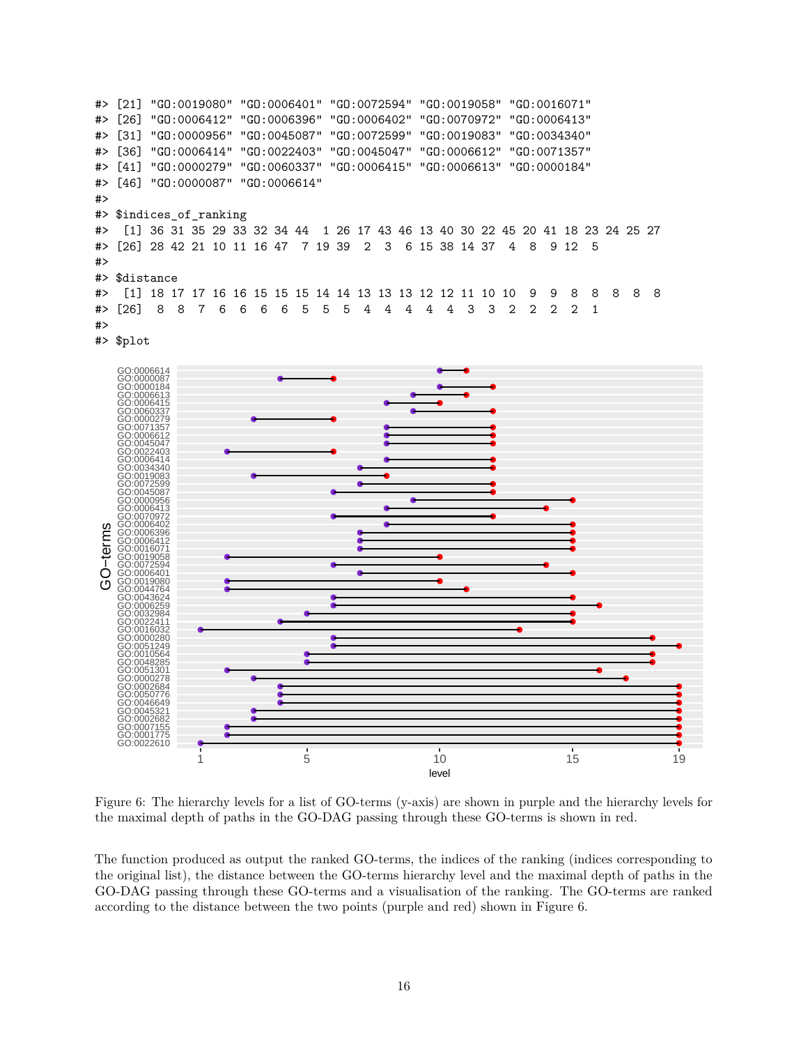```
#> [21] "GO:0019080" "GO:0006401" "GO:0072594" "GO:0019058" "GO:0016071"
#> [26] "GO:0006412" "GO:0006396" "GO:0006402" "GO:0070972" "GO:0006413"
#> [31] "GO:0000956" "GO:0045087" "GO:0072599" "GO:0019083" "GO:0034340"
#> [36] "GO:0006414" "GO:0022403" "GO:0045047" "GO:0006612" "GO:0071357"
#> [41] "GO:0000279" "GO:0060337" "GO:0006415" "GO:0006613" "GO:0000184"
#> [46] "GO:0000087" "GO:0006614"
#>
#> $indices_of_ranking
#>  [1] 36 31 35 29 33 32 34 44  1 26 17 43 46 13 40 30 22 45 20 41 18 23 24 25 27
#> [26] 28 42 21 10 11 16 47  7 19 39  2  3  6 15 38 14 37  4  8  9 12  5
#>
#> $distance
#>  [1] 18 17 17 16 16 15 15 15 14 14 13 13 13 12 12 11 10 10  9  9  8  8  8  8  8
#> [26]  8  8  7  6  6  6  6  5  5  5  4  4  4  4  4  3  3  2  2  2  2  1
#>
#> $plot
```

Figure 6: The hierarchy levels for a list of GO-terms (y-axis) are shown in purple and the hierarchy levels for the maximal depth of paths in the GO-DAG passing through these GO-terms is shown in red.

The function produced as output the ranked GO-terms, the indices of the ranking (indices corresponding to the original list), the distance between the GO-terms hierarchy level and the maximal depth of paths in the GO-DAG passing through these GO-terms and a visualisation of the ranking. The GO-terms are ranked according to the distance between the two points (purple and red) shown in Figure 6.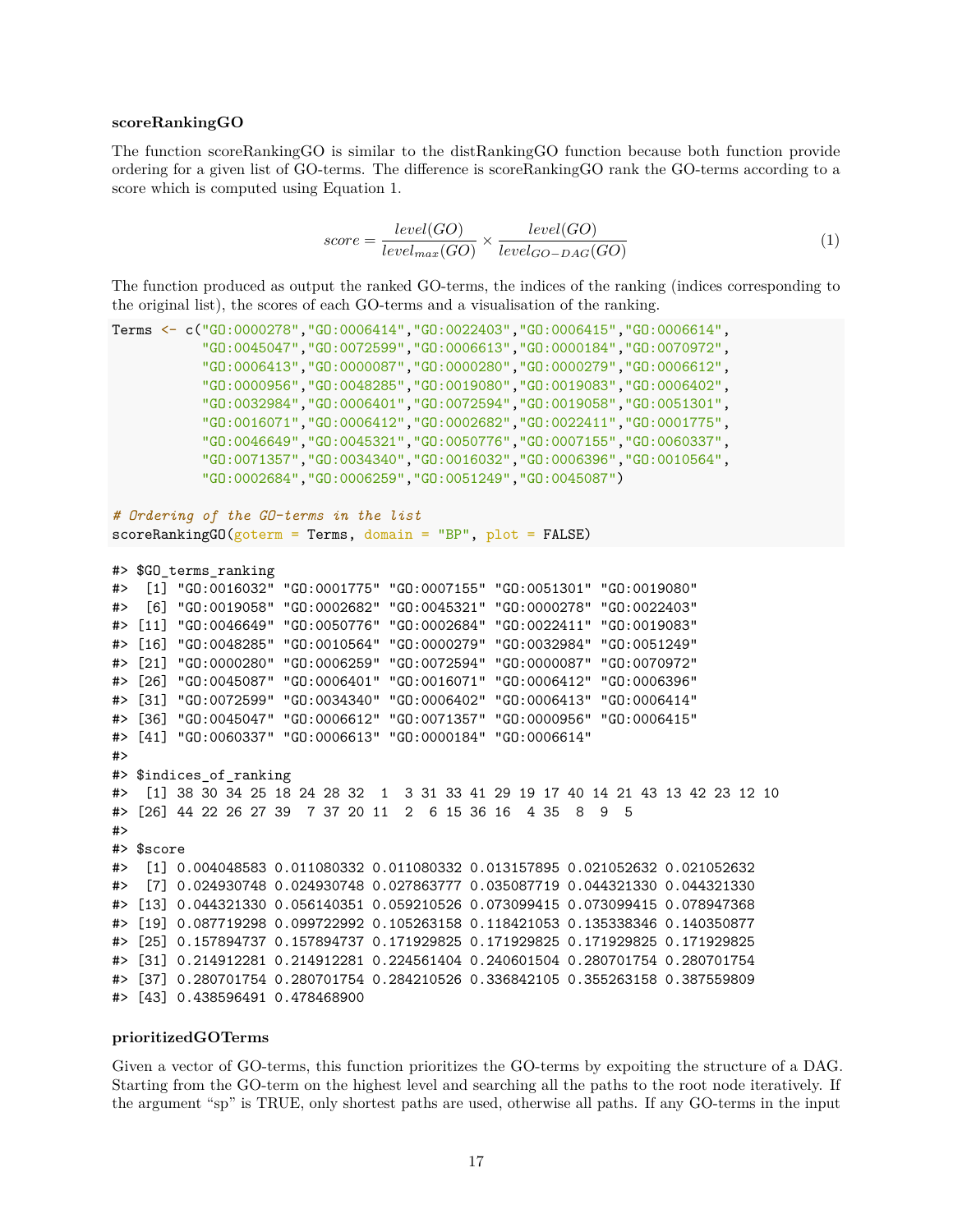**scoreRankingGO**

The function scoreRankingGO is similar to the distRankingGO function because both function provide ordering for a given list of GO-terms. The difference is scoreRankingGO rank the GO-terms according to a score which is computed using Equation 1.

$$score = \frac{level(GO)}{level_{max}(GO)} \times \frac{level(GO)}{level_{GO-DAG}(GO)} \tag{1}$$

The function produced as output the ranked GO-terms, the indices of the ranking (indices corresponding to the original list), the scores of each GO-terms and a visualisation of the ranking.

```
Terms <- c("GO:0000278","GO:0006414","GO:0022403","GO:0006415","GO:0006614",
           "GO:0045047","GO:0072599","GO:0006613","GO:0000184","GO:0070972",
           "GO:0006413","GO:0000087","GO:0000280","GO:0000279","GO:0006612",
           "GO:0000956","GO:0048285","GO:0019080","GO:0019083","GO:0006402",
           "GO:0032984","GO:0006401","GO:0072594","GO:0019058","GO:0051301",
           "GO:0016071","GO:0006412","GO:0002682","GO:0022411","GO:0001775",
           "GO:0046649","GO:0045321","GO:0050776","GO:0007155","GO:0060337",
           "GO:0071357","GO:0034340","GO:0016032","GO:0006396","GO:0010564",
           "GO:0002684","GO:0006259","GO:0051249","GO:0045087")

# Ordering of the GO-terms in the list
scoreRankingGO(goterm = Terms, domain = "BP", plot = FALSE)
```

```
#> $GO_terms_ranking
#>  [1] "GO:0016032" "GO:0001775" "GO:0007155" "GO:0051301" "GO:0019080"
#>  [6] "GO:0019058" "GO:0002682" "GO:0045321" "GO:0000278" "GO:0022403"
#> [11] "GO:0046649" "GO:0050776" "GO:0002684" "GO:0022411" "GO:0019083"
#> [16] "GO:0048285" "GO:0010564" "GO:0000279" "GO:0032984" "GO:0051249"
#> [21] "GO:0000280" "GO:0006259" "GO:0072594" "GO:0000087" "GO:0070972"
#> [26] "GO:0045087" "GO:0006401" "GO:0016071" "GO:0006412" "GO:0006396"
#> [31] "GO:0072599" "GO:0034340" "GO:0006402" "GO:0006413" "GO:0006414"
#> [36] "GO:0045047" "GO:0006612" "GO:0071357" "GO:0000956" "GO:0006415"
#> [41] "GO:0060337" "GO:0006613" "GO:0000184" "GO:0006614"
#>
#> $indices_of_ranking
#>  [1] 38 30 34 25 18 24 28 32  1  3 31 33 41 29 19 17 40 14 21 43 13 42 23 12 10
#> [26] 44 22 26 27 39  7 37 20 11  2  6 15 36 16  4 35  8  9  5
#>
#> $score
#>  [1] 0.004048583 0.011080332 0.011080332 0.013157895 0.021052632 0.021052632
#>  [7] 0.024930748 0.024930748 0.027863777 0.035087719 0.044321330 0.044321330
#> [13] 0.044321330 0.056140351 0.059210526 0.073099415 0.073099415 0.078947368
#> [19] 0.087719298 0.099722992 0.105263158 0.118421053 0.135338346 0.140350877
#> [25] 0.157894737 0.157894737 0.171929825 0.171929825 0.171929825 0.171929825
#> [31] 0.214912281 0.214912281 0.224561404 0.240601504 0.280701754 0.280701754
#> [37] 0.280701754 0.280701754 0.284210526 0.336842105 0.355263158 0.387559809
#> [43] 0.438596491 0.478468900
```

**prioritizedGOTerms**

Given a vector of GO-terms, this function prioritizes the GO-terms by expoiting the structure of a DAG. Starting from the GO-term on the highest level and searching all the paths to the root node iteratively. If the argument "sp" is TRUE, only shortest paths are used, otherwise all paths. If any GO-terms in the input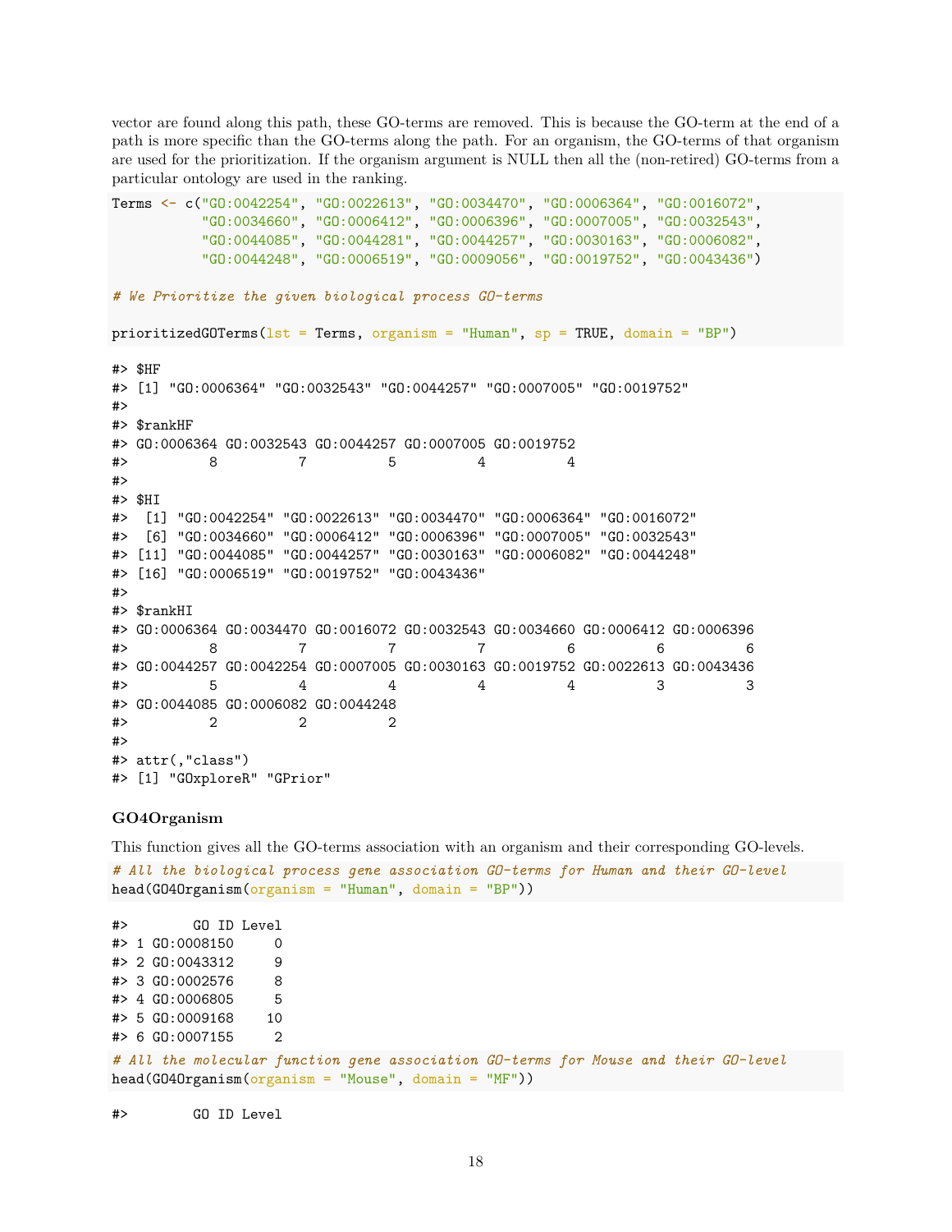vector are found along this path, these GO-terms are removed. This is because the GO-term at the end of a path is more specific than the GO-terms along the path. For an organism, the GO-terms of that organism are used for the prioritization. If the organism argument is NULL then all the (non-retired) GO-terms from a particular ontology are used in the ranking.

```
Terms <- c("GO:0042254", "GO:0022613", "GO:0034470", "GO:0006364", "GO:0016072",
           "GO:0034660", "GO:0006412", "GO:0006396", "GO:0007005", "GO:0032543",
           "GO:0044085", "GO:0044281", "GO:0044257", "GO:0030163", "GO:0006082",
           "GO:0044248", "GO:0006519", "GO:0009056", "GO:0019752", "GO:0043436")

# We Prioritize the given biological process GO-terms

prioritizedGOTerms(lst = Terms, organism = "Human", sp = TRUE, domain = "BP")
```

```
#> $HF
#> [1] "GO:0006364" "GO:0032543" "GO:0044257" "GO:0007005" "GO:0019752"
#>
#> $rankHF
#> GO:0006364 GO:0032543 GO:0044257 GO:0007005 GO:0019752
#>          8          7          5          4          4
#>
#> $HI
#>  [1] "GO:0042254" "GO:0022613" "GO:0034470" "GO:0006364" "GO:0016072"
#>  [6] "GO:0034660" "GO:0006412" "GO:0006396" "GO:0007005" "GO:0032543"
#> [11] "GO:0044085" "GO:0044257" "GO:0030163" "GO:0006082" "GO:0044248"
#> [16] "GO:0006519" "GO:0019752" "GO:0043436"
#>
#> $rankHI
#> GO:0006364 GO:0034470 GO:0016072 GO:0032543 GO:0034660 GO:0006412 GO:0006396
#>          8          7          7          7          6          6          6
#> GO:0044257 GO:0042254 GO:0007005 GO:0030163 GO:0019752 GO:0022613 GO:0043436
#>          5          4          4          4          4          3          3
#> GO:0044085 GO:0006082 GO:0044248
#>          2          2          2
#>
#> attr(,"class")
#> [1] "GOxploreR" "GPrior"
```

### GO4Organism

This function gives all the GO-terms association with an organism and their corresponding GO-levels.

```
# All the biological process gene association GO-terms for Human and their GO-level
head(GO4Organism(organism = "Human", domain = "BP"))
```

```
#>        GO ID Level
#> 1 GO:0008150     0
#> 2 GO:0043312     9
#> 3 GO:0002576     8
#> 4 GO:0006805     5
#> 5 GO:0009168    10
#> 6 GO:0007155     2
```

```
# All the molecular function gene association GO-terms for Mouse and their GO-level
head(GO4Organism(organism = "Mouse", domain = "MF"))
```

```
#>        GO ID Level
```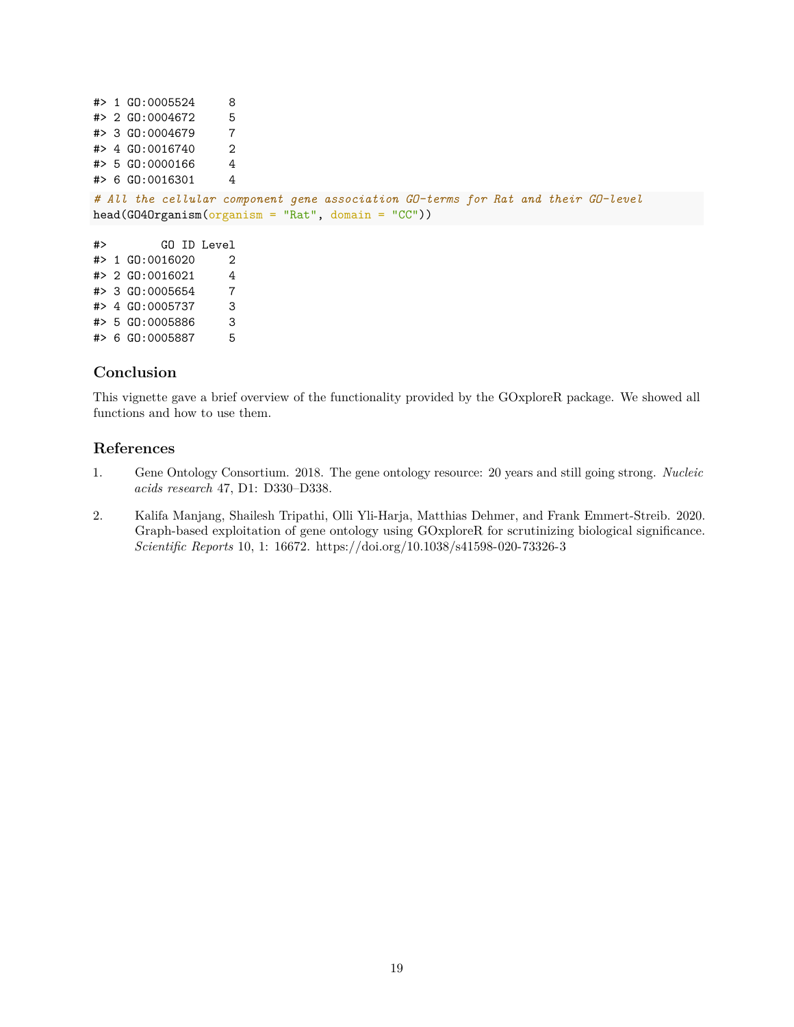```
#> 1 GO:0005524     8
#> 2 GO:0004672     5
#> 3 GO:0004679     7
#> 4 GO:0016740     2
#> 5 GO:0000166     4
#> 6 GO:0016301     4
```

```
# All the cellular component gene association GO-terms for Rat and their GO-level
head(GO4Organism(organism = "Rat", domain = "CC"))
```

```
#>        GO ID Level
#> 1 GO:0016020     2
#> 2 GO:0016021     4
#> 3 GO:0005654     7
#> 4 GO:0005737     3
#> 5 GO:0005886     3
#> 6 GO:0005887     5
```

## Conclusion

This vignette gave a brief overview of the functionality provided by the GOxploreR package. We showed all functions and how to use them.

## References

1. Gene Ontology Consortium. 2018. The gene ontology resource: 20 years and still going strong. *Nucleic acids research* 47, D1: D330–D338.

2. Kalifa Manjang, Shailesh Tripathi, Olli Yli-Harja, Matthias Dehmer, and Frank Emmert-Streib. 2020. Graph-based exploitation of gene ontology using GOxploreR for scrutinizing biological significance. *Scientific Reports* 10, 1: 16672. https://doi.org/10.1038/s41598-020-73326-3